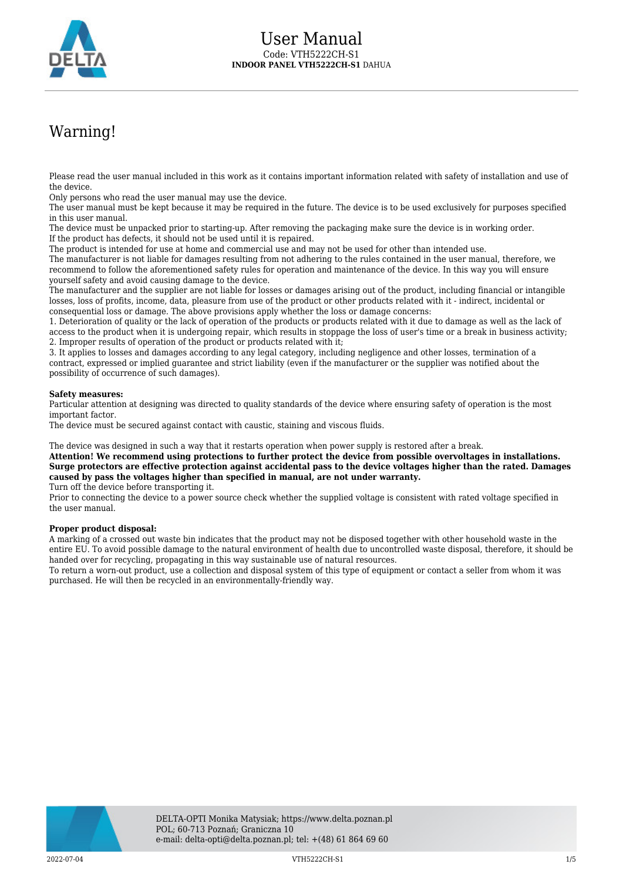# User Manual

Code: VTH5222CH-S1

**INDOOR PANEL VTH5222CH-S1** DAHUA

## Warning!

Please read the user manual included in this work as it contains important information related with safety of installation and use of the device.

Only persons who read the user manual may use the device.

The user manual must be kept because it may be required in the future. The device is to be used exclusively for purposes specified in this user manual.

The device must be unpacked prior to starting-up. After removing the packaging make sure the device is in working order. If the product has defects, it should not be used until it is repaired.

The product is intended for use at home and commercial use and may not be used for other than intended use.

The manufacturer is not liable for damages resulting from not adhering to the rules contained in the user manual, therefore, we recommend to follow the aforementioned safety rules for operation and maintenance of the device. In this way you will ensure yourself safety and avoid causing damage to the device.

The manufacturer and the supplier are not liable for losses or damages arising out of the product, including financial or intangible losses, loss of profits, income, data, pleasure from use of the product or other products related with it - indirect, incidental or consequential loss or damage. The above provisions apply whether the loss or damage concerns:

1. Deterioration of quality or the lack of operation of the products or products related with it due to damage as well as the lack of access to the product when it is undergoing repair, which results in stoppage the loss of user's time or a break in business activity;
2. Improper results of operation of the product or products related with it;
3. It applies to losses and damages according to any legal category, including negligence and other losses, termination of a contract, expressed or implied guarantee and strict liability (even if the manufacturer or the supplier was notified about the possibility of occurrence of such damages).

**Safety measures:**

Particular attention at designing was directed to quality standards of the device where ensuring safety of operation is the most important factor.

The device must be secured against contact with caustic, staining and viscous fluids.

The device was designed in such a way that it restarts operation when power supply is restored after a break.

**Attention! We recommend using protections to further protect the device from possible overvoltages in installations. Surge protectors are effective protection against accidental pass to the device voltages higher than the rated. Damages caused by pass the voltages higher than specified in manual, are not under warranty.**

Turn off the device before transporting it.

Prior to connecting the device to a power source check whether the supplied voltage is consistent with rated voltage specified in the user manual.

**Proper product disposal:**

A marking of a crossed out waste bin indicates that the product may not be disposed together with other household waste in the entire EU. To avoid possible damage to the natural environment of health due to uncontrolled waste disposal, therefore, it should be handed over for recycling, propagating in this way sustainable use of natural resources.

To return a worn-out product, use a collection and disposal system of this type of equipment or contact a seller from whom it was purchased. He will then be recycled in an environmentally-friendly way.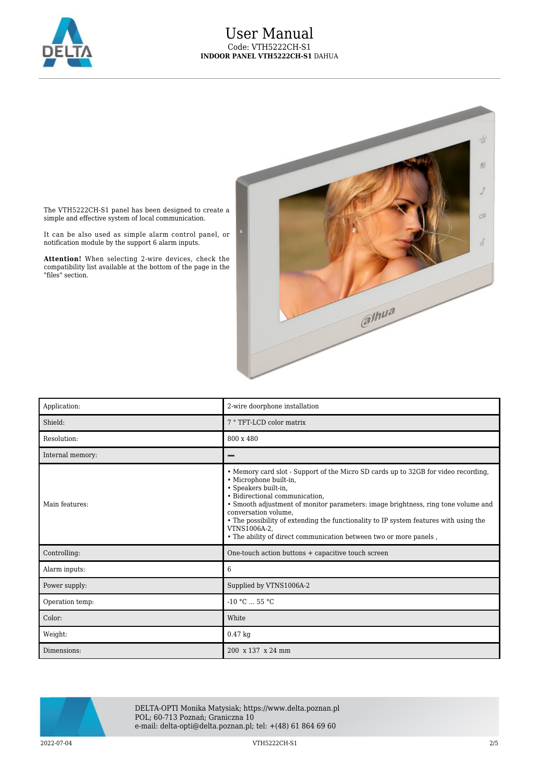The VTH5222CH-S1 panel has been designed to create a simple and effective system of local communication.

It can be also used as simple alarm control panel, or notification module by the support 6 alarm inputs.

**Attention!** When selecting 2-wire devices, check the compatibility list available at the bottom of the page in the "files" section.

| Application: | 2-wire doorphone installation |
|---|---|
| Shield: | 7 " TFT-LCD color matrix |
| Resolution: | 800 x 480 |
| Internal memory: | – |
| Main features: | • Memory card slot - Support of the Micro SD cards up to 32GB for video recording,<br>• Microphone built-in,<br>• Speakers built-in,<br>• Bidirectional communication,<br>• Smooth adjustment of monitor parameters: image brightness, ring tone volume and conversation volume,<br>• The possibility of extending the functionality to IP system features with using the VTNS1006A-2,<br>• The ability of direct communication between two or more panels , |
| Controlling: | One-touch action buttons + capacitive touch screen |
| Alarm inputs: | 6 |
| Power supply: | Supplied by VTNS1006A-2 |
| Operation temp: | -10 °C ... 55 °C |
| Color: | White |
| Weight: | 0.47 kg |
| Dimensions: | 200 x 137 x 24 mm |

DELTA-OPTI Monika Matysiak; https://www.delta.poznan.pl
POL; 60-713 Poznań; Graniczna 10
e-mail: delta-opti@delta.poznan.pl; tel: +(48) 61 864 69 60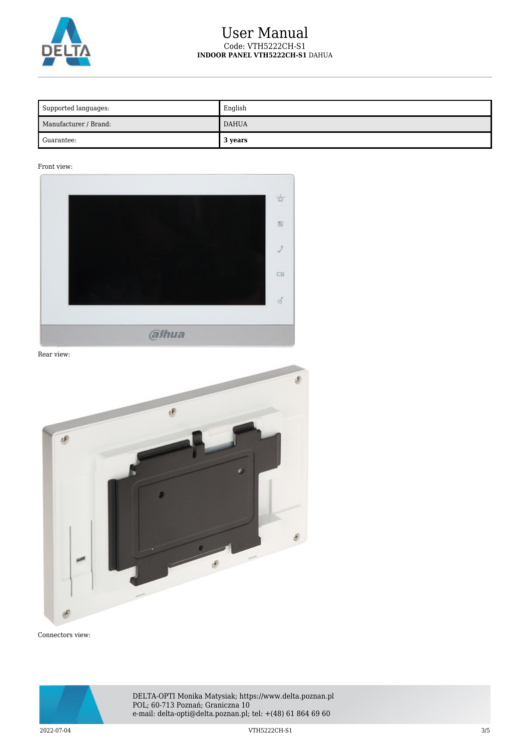| Supported languages: | English |
|---|---|
| Manufacturer / Brand: | DAHUA |
| Guarantee: | **3 years** |

Front view:

Rear view:

Connectors view: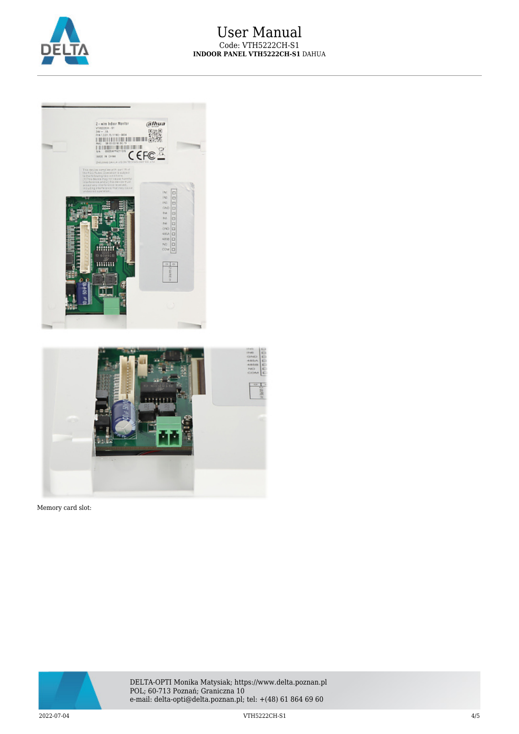Memory card slot: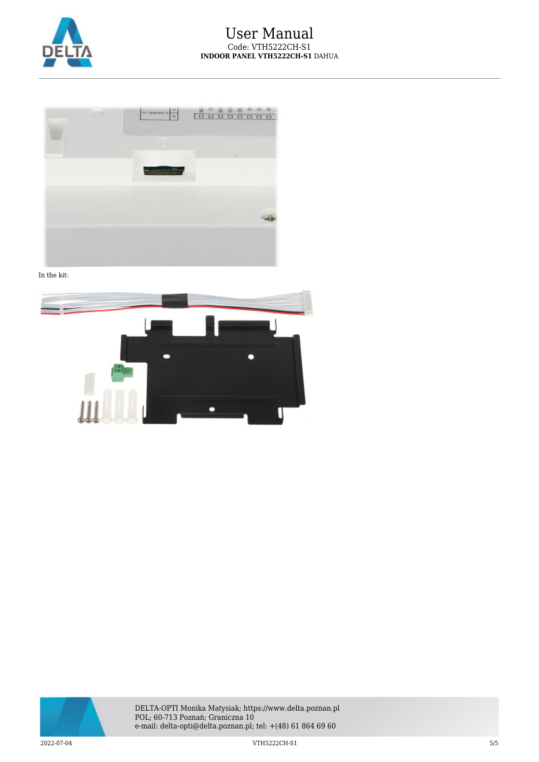In the kit: